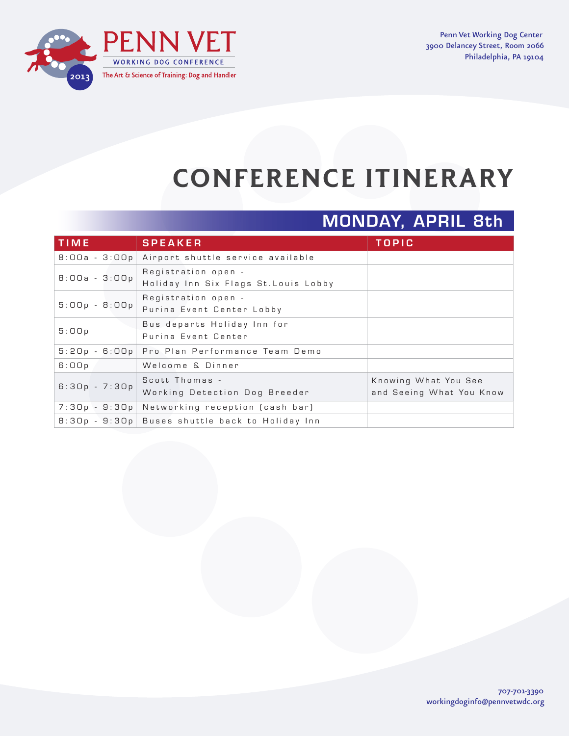PENN VET

WORKING DOG CONFERENCE

2013

The Art & Science of Training: Dog and Handler

Penn Vet Working Dog Center
3900 Delancey Street, Room 2066
Philadelphia, PA 19104

# CONFERENCE ITINERARY

## MONDAY, APRIL 8th

| TIME | SPEAKER | TOPIC |
|---|---|---|
| 8:00a - 3:00p | Airport shuttle service available | |
| 8:00a - 3:00p | Registration open - Holiday Inn Six Flags St.Louis Lobby | |
| 5:00p - 8:00p | Registration open - Purina Event Center Lobby | |
| 5:00p | Bus departs Holiday Inn for Purina Event Center | |
| 5:20p - 6:00p | Pro Plan Performance Team Demo | |
| 6:00p | Welcome & Dinner | |
| 6:30p - 7:30p | Scott Thomas - Working Detection Dog Breeder | Knowing What You See and Seeing What You Know |
| 7:30p - 9:30p | Networking reception (cash bar) | |
| 8:30p - 9:30p | Buses shuttle back to Holiday Inn | |

707-701-3390
workingdoginfo@pennvetwdc.org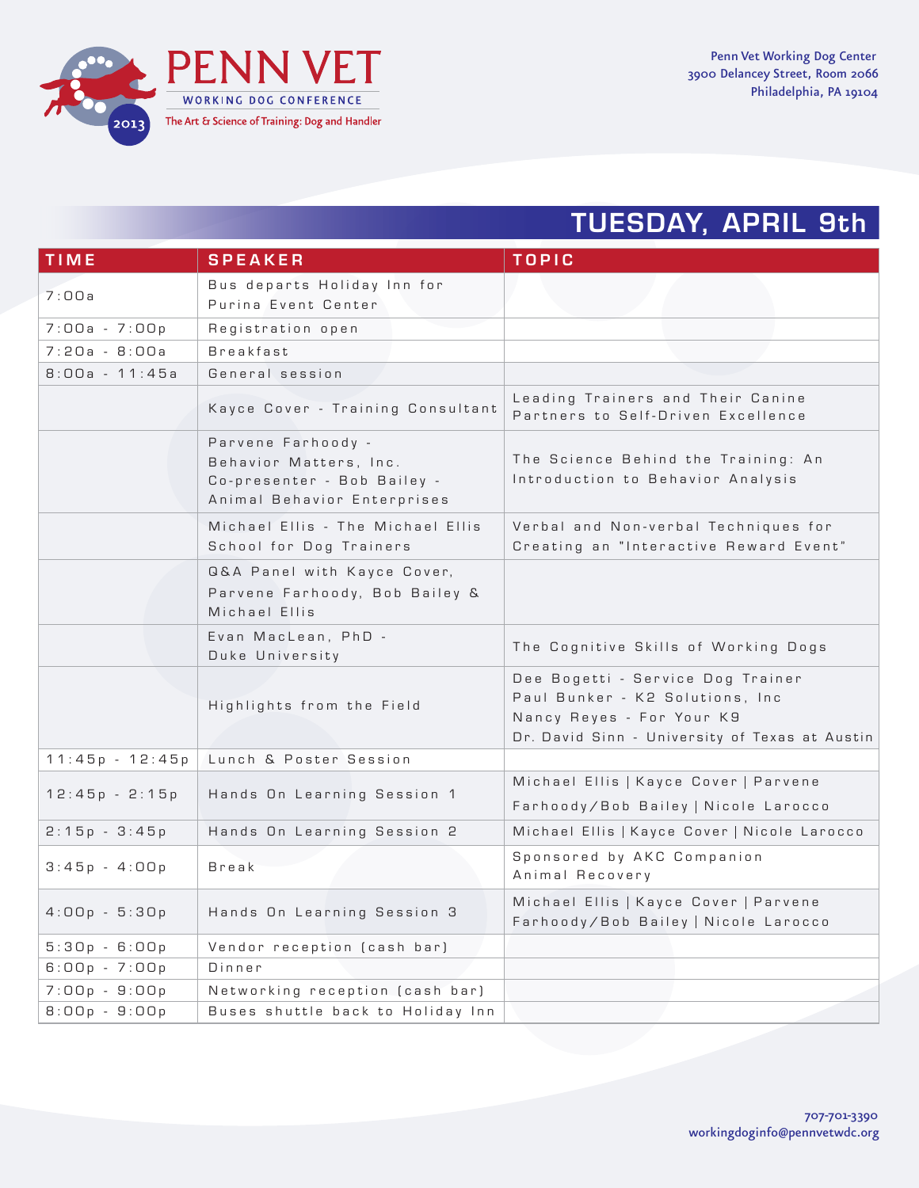# PENN VET

WORKING DOG CONFERENCE

The Art & Science of Training: Dog and Handler

2013

Penn Vet Working Dog Center
3900 Delancey Street, Room 2066
Philadelphia, PA 19104

## TUESDAY, APRIL 9th

| TIME | SPEAKER | TOPIC |
|---|---|---|
| 7:00a | Bus departs Holiday Inn for Purina Event Center | |
| 7:00a - 7:00p | Registration open | |
| 7:20a - 8:00a | Breakfast | |
| 8:00a - 11:45a | General session | |
| | Kayce Cover - Training Consultant | Leading Trainers and Their Canine Partners to Self-Driven Excellence |
| | Parvene Farhoody - Behavior Matters, Inc. Co-presenter - Bob Bailey - Animal Behavior Enterprises | The Science Behind the Training: An Introduction to Behavior Analysis |
| | Michael Ellis - The Michael Ellis School for Dog Trainers | Verbal and Non-verbal Techniques for Creating an "Interactive Reward Event" |
| | Q&A Panel with Kayce Cover, Parvene Farhoody, Bob Bailey & Michael Ellis | |
| | Evan MacLean, PhD - Duke University | The Cognitive Skills of Working Dogs |
| | Highlights from the Field | Dee Bogetti - Service Dog Trainer<br>Paul Bunker - K2 Solutions, Inc<br>Nancy Reyes - For Your K9<br>Dr. David Sinn - University of Texas at Austin |
| 11:45p - 12:45p | Lunch & Poster Session | |
| 12:45p - 2:15p | Hands On Learning Session 1 | Michael Ellis \| Kayce Cover \| Parvene Farhoody/Bob Bailey \| Nicole Larocco |
| 2:15p - 3:45p | Hands On Learning Session 2 | Michael Ellis \| Kayce Cover \| Nicole Larocco |
| 3:45p - 4:00p | Break | Sponsored by AKC Companion Animal Recovery |
| 4:00p - 5:30p | Hands On Learning Session 3 | Michael Ellis \| Kayce Cover \| Parvene Farhoody/Bob Bailey \| Nicole Larocco |
| 5:30p - 6:00p | Vendor reception (cash bar) | |
| 6:00p - 7:00p | Dinner | |
| 7:00p - 9:00p | Networking reception (cash bar) | |
| 8:00p - 9:00p | Buses shuttle back to Holiday Inn | |

707-701-3390
workingdoginfo@pennvetwdc.org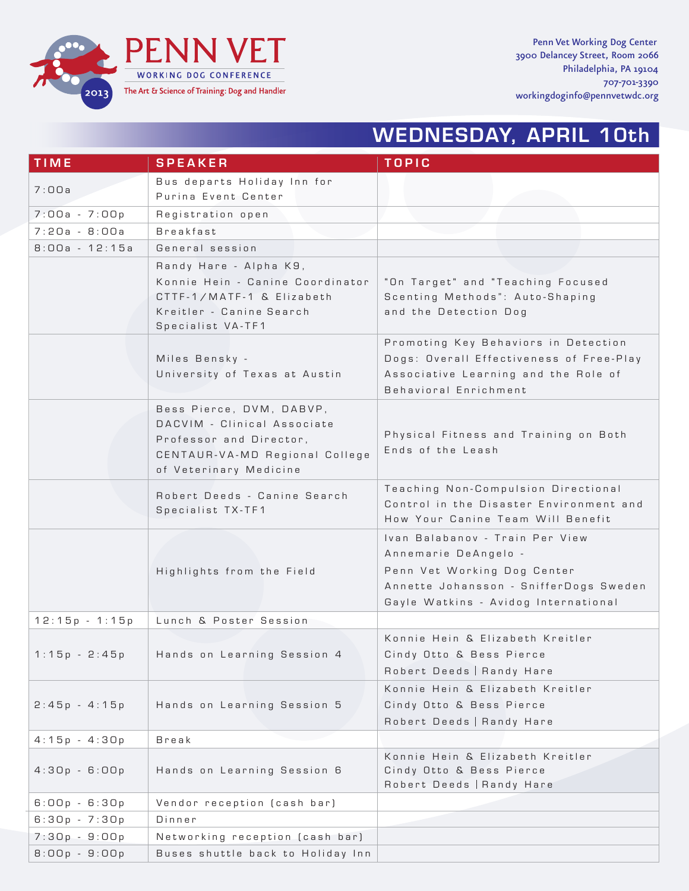# PENN VET

WORKING DOG CONFERENCE

The Art & Science of Training: Dog and Handler

2013

Penn Vet Working Dog Center
3900 Delancey Street, Room 2066
Philadelphia, PA 19104
707-701-3390
workingdoginfo@pennvetwdc.org

## WEDNESDAY, APRIL 10th

| TIME | SPEAKER | TOPIC |
|---|---|---|
| 7:00a | Bus departs Holiday Inn for Purina Event Center | |
| 7:00a - 7:00p | Registration open | |
| 7:20a - 8:00a | Breakfast | |
| 8:00a - 12:15a | General session | |
| | Randy Hare - Alpha K9, Konnie Hein - Canine Coordinator CTTF-1/MATF-1 & Elizabeth Kreitler - Canine Search Specialist VA-TF1 | "On Target" and "Teaching Focused Scenting Methods": Auto-Shaping and the Detection Dog |
| | Miles Bensky - University of Texas at Austin | Promoting Key Behaviors in Detection Dogs: Overall Effectiveness of Free-Play Associative Learning and the Role of Behavioral Enrichment |
| | Bess Pierce, DVM, DABVP, DACVIM - Clinical Associate Professor and Director, CENTAUR-VA-MD Regional College of Veterinary Medicine | Physical Fitness and Training on Both Ends of the Leash |
| | Robert Deeds - Canine Search Specialist TX-TF1 | Teaching Non-Compulsion Directional Control in the Disaster Environment and How Your Canine Team Will Benefit |
| | Highlights from the Field | Ivan Balabanov - Train Per View<br>Annemarie DeAngelo - Penn Vet Working Dog Center<br>Annette Johansson - SnifferDogs Sweden<br>Gayle Watkins - Avidog International |
| 12:15p - 1:15p | Lunch & Poster Session | |
| 1:15p - 2:45p | Hands on Learning Session 4 | Konnie Hein & Elizabeth Kreitler<br>Cindy Otto & Bess Pierce<br>Robert Deeds \| Randy Hare |
| 2:45p - 4:15p | Hands on Learning Session 5 | Konnie Hein & Elizabeth Kreitler<br>Cindy Otto & Bess Pierce<br>Robert Deeds \| Randy Hare |
| 4:15p - 4:30p | Break | |
| 4:30p - 6:00p | Hands on Learning Session 6 | Konnie Hein & Elizabeth Kreitler<br>Cindy Otto & Bess Pierce<br>Robert Deeds \| Randy Hare |
| 6:00p - 6:30p | Vendor reception (cash bar) | |
| 6:30p - 7:30p | Dinner | |
| 7:30p - 9:00p | Networking reception (cash bar) | |
| 8:00p - 9:00p | Buses shuttle back to Holiday Inn | |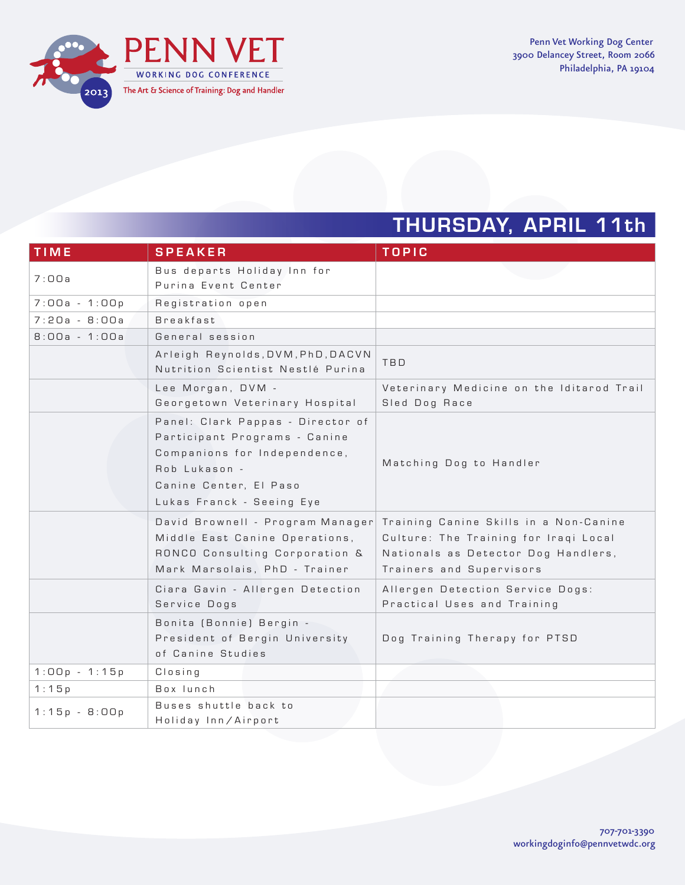# PENN VET

WORKING DOG CONFERENCE

2013

The Art & Science of Training: Dog and Handler

Penn Vet Working Dog Center
3900 Delancey Street, Room 2066
Philadelphia, PA 19104

## THURSDAY, APRIL 11th

| TIME | SPEAKER | TOPIC |
|---|---|---|
| 7:00a | Bus departs Holiday Inn for Purina Event Center | |
| 7:00a - 1:00p | Registration open | |
| 7:20a - 8:00a | Breakfast | |
| 8:00a - 1:00a | General session | |
| | Arleigh Reynolds, DVM, PhD, DACVN Nutrition Scientist Nestlé Purina | TBD |
| | Lee Morgan, DVM - Georgetown Veterinary Hospital | Veterinary Medicine on the Iditarod Trail Sled Dog Race |
| | Panel: Clark Pappas - Director of Participant Programs - Canine Companions for Independence, Rob Lukason - Canine Center, El Paso Lukas Franck - Seeing Eye | Matching Dog to Handler |
| | David Brownell - Program Manager Middle East Canine Operations, RONCO Consulting Corporation & Mark Marsolais, PhD - Trainer | Training Canine Skills in a Non-Canine Culture: The Training for Iraqi Local Nationals as Detector Dog Handlers, Trainers and Supervisors |
| | Ciara Gavin - Allergen Detection Service Dogs | Allergen Detection Service Dogs: Practical Uses and Training |
| | Bonita (Bonnie) Bergin - President of Bergin University of Canine Studies | Dog Training Therapy for PTSD |
| 1:00p - 1:15p | Closing | |
| 1:15p | Box lunch | |
| 1:15p - 8:00p | Buses shuttle back to Holiday Inn/Airport | |

707-701-3390
workingdoginfo@pennvetwdc.org